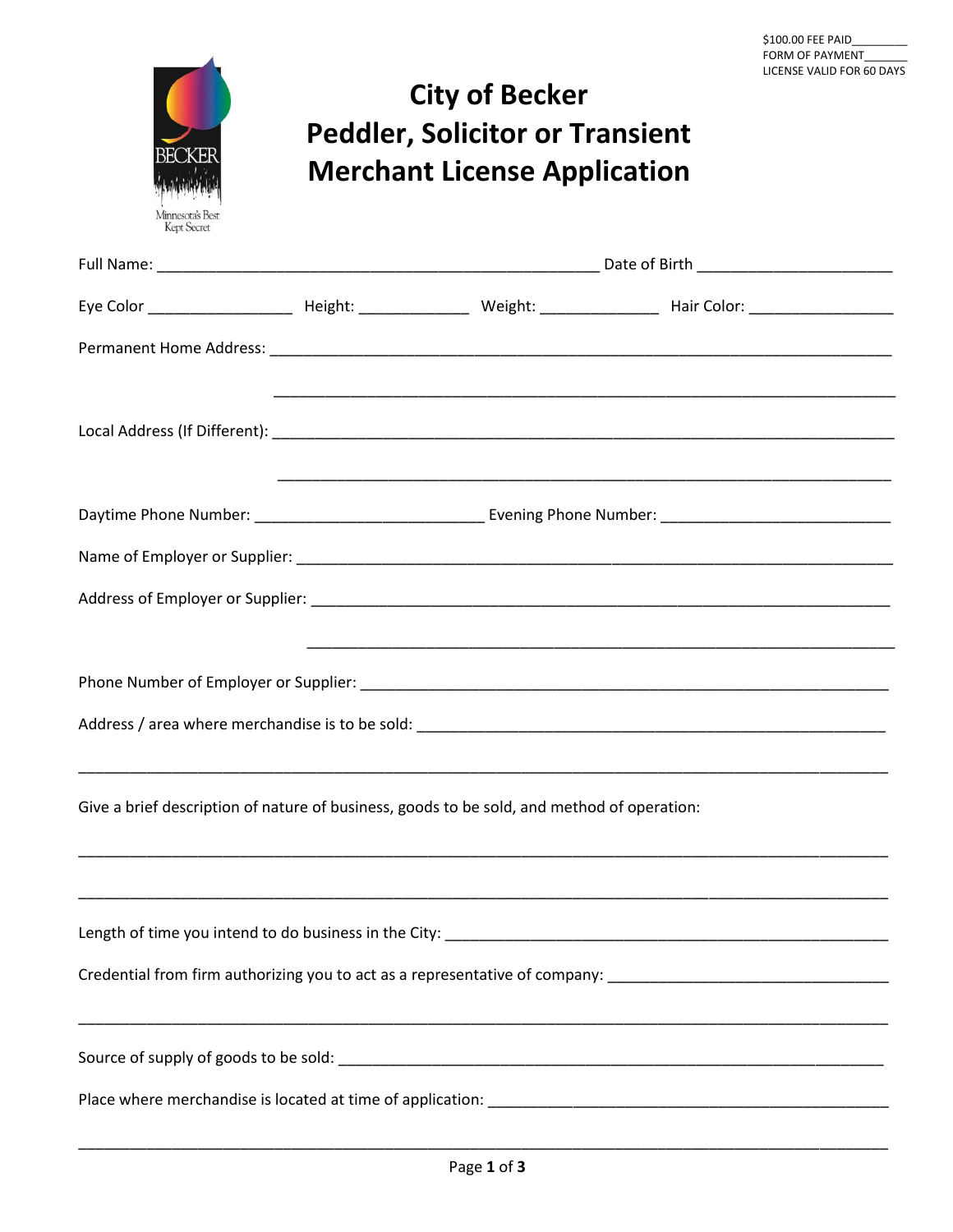$100.00 FEE PAID________
FORM OF PAYMENT_______
LICENSE VALID FOR 60 DAYS

BECKER
Minnesota's Best Kept Secret

# City of Becker
# Peddler, Solicitor or Transient Merchant License Application

Full Name: ____________________________________________________ Date of Birth ______________________

Eye Color ________________ Height: ____________ Weight: _____________ Hair Color: ________________

Permanent Home Address: __________________________________________________________________________

__________________________________________________________________________

Local Address (If Different): __________________________________________________________________________

__________________________________________________________________________

Daytime Phone Number: __________________________ Evening Phone Number: __________________________

Name of Employer or Supplier: __________________________________________________________________________

Address of Employer or Supplier: __________________________________________________________________________

__________________________________________________________________________

Phone Number of Employer or Supplier: ______________________________________________________________

Address / area where merchandise is to be sold: _______________________________________________________

______________________________________________________________________________________________

Give a brief description of nature of business, goods to be sold, and method of operation:

______________________________________________________________________________________________

______________________________________________________________________________________________

Length of time you intend to do business in the City: ___________________________________________________

Credential from firm authorizing you to act as a representative of company: _______________________________

______________________________________________________________________________________________

Source of supply of goods to be sold: _________________________________________________________________

Place where merchandise is located at time of application: _______________________________________________

______________________________________________________________________________________________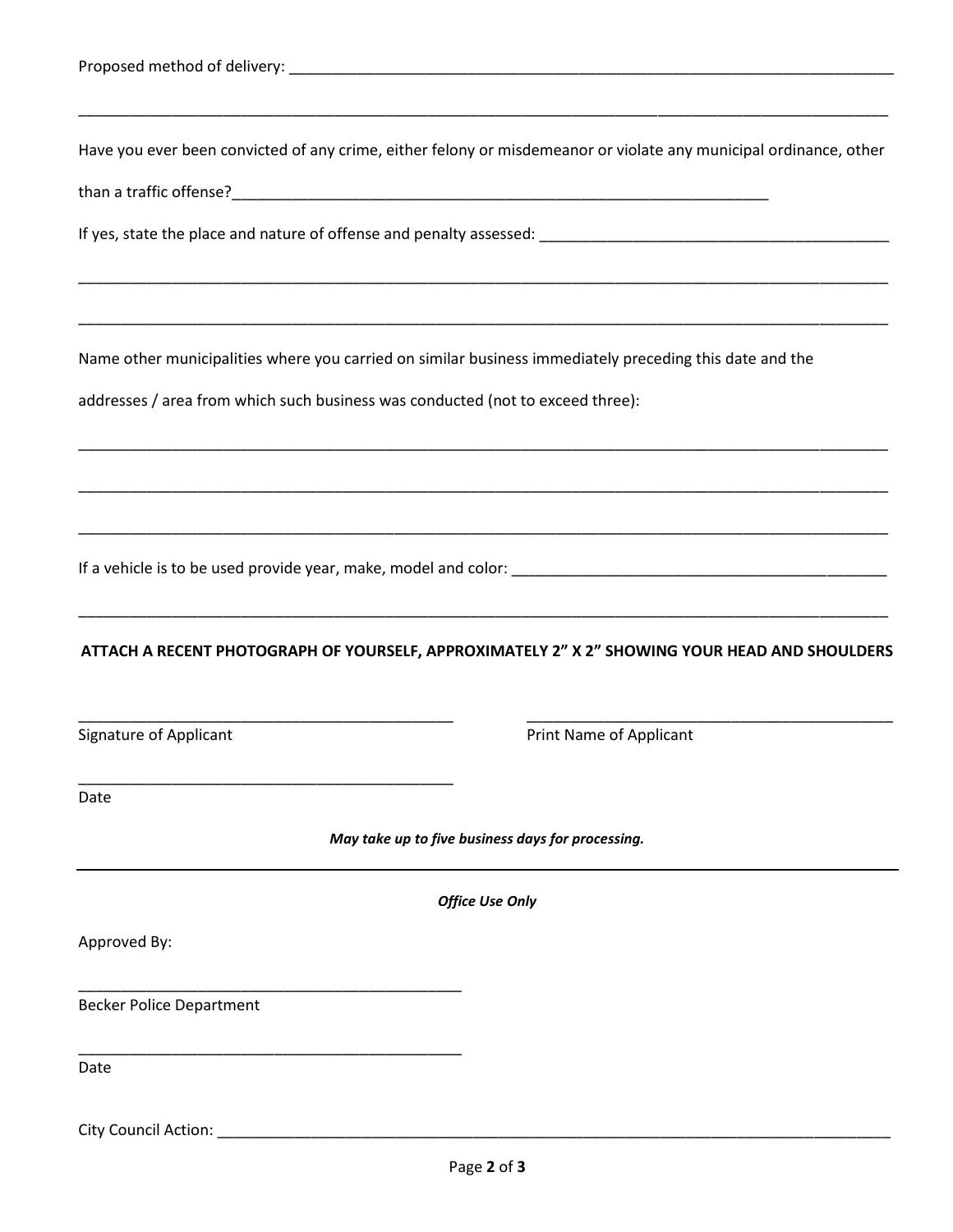Proposed method of delivery: ___________________________________________________________________________

_____________________________________________________________________________________________________

Have you ever been convicted of any crime, either felony or misdemeanor or violate any municipal ordinance, other than a traffic offense?_____________________________________________________________________

If yes, state the place and nature of offense and penalty assessed: ___________________________________________

_____________________________________________________________________________________________________

_____________________________________________________________________________________________________

Name other municipalities where you carried on similar business immediately preceding this date and the addresses / area from which such business was conducted (not to exceed three):

_____________________________________________________________________________________________________

_____________________________________________________________________________________________________

_____________________________________________________________________________________________________

If a vehicle is to be used provide year, make, model and color: ______________________________________________

_____________________________________________________________________________________________________

**ATTACH A RECENT PHOTOGRAPH OF YOURSELF, APPROXIMATELY 2" X 2" SHOWING YOUR HEAD AND SHOULDERS**

_____________________________________________ _____________________________________________

Signature of Applicant Print Name of Applicant

_____________________________________________

Date

***May take up to five business days for processing.***

---

***Office Use Only***

Approved By:

_____________________________________________

Becker Police Department

_____________________________________________

Date

City Council Action: _____________________________________________________________________________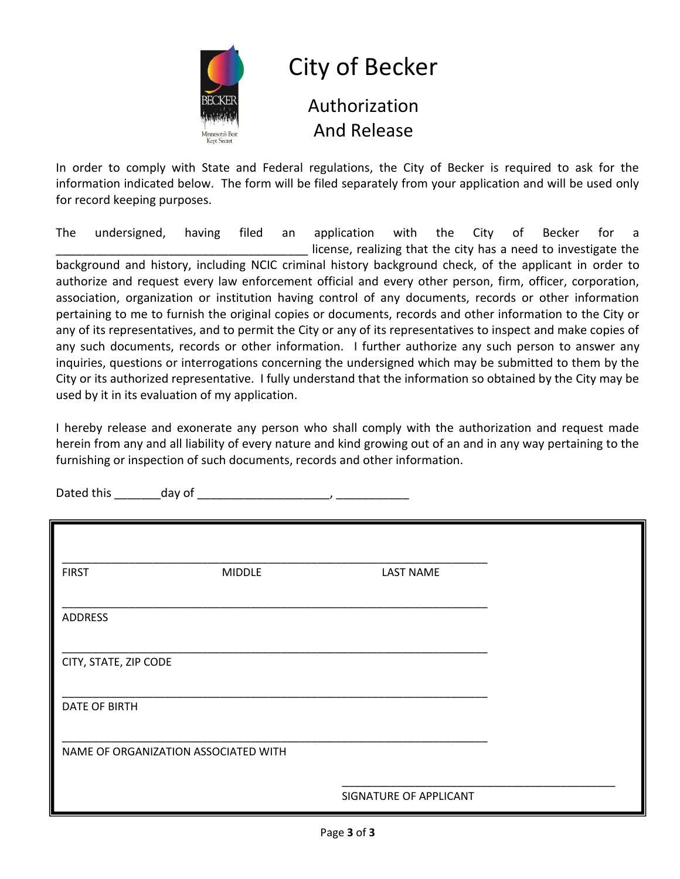# City of Becker

## Authorization And Release

In order to comply with State and Federal regulations, the City of Becker is required to ask for the information indicated below. The form will be filed separately from your application and will be used only for record keeping purposes.

The undersigned, having filed an application with the City of Becker for a ______________________________________ license, realizing that the city has a need to investigate the background and history, including NCIC criminal history background check, of the applicant in order to authorize and request every law enforcement official and every other person, firm, officer, corporation, association, organization or institution having control of any documents, records or other information pertaining to me to furnish the original copies or documents, records and other information to the City or any of its representatives, and to permit the City or any of its representatives to inspect and make copies of any such documents, records or other information. I further authorize any such person to answer any inquiries, questions or interrogations concerning the undersigned which may be submitted to them by the City or its authorized representative. I fully understand that the information so obtained by the City may be used by it in its evaluation of my application.

I hereby release and exonerate any person who shall comply with the authorization and request made herein from any and all liability of every nature and kind growing out of an and in any way pertaining to the furnishing or inspection of such documents, records and other information.

Dated this _______day of ___________________, ___________

_________________________________________________________________

FIRST MIDDLE LAST NAME

_________________________________________________________________

ADDRESS

_________________________________________________________________

CITY, STATE, ZIP CODE

_________________________________________________________________

DATE OF BIRTH

_________________________________________________________________

NAME OF ORGANIZATION ASSOCIATED WITH

_________________________________________

SIGNATURE OF APPLICANT